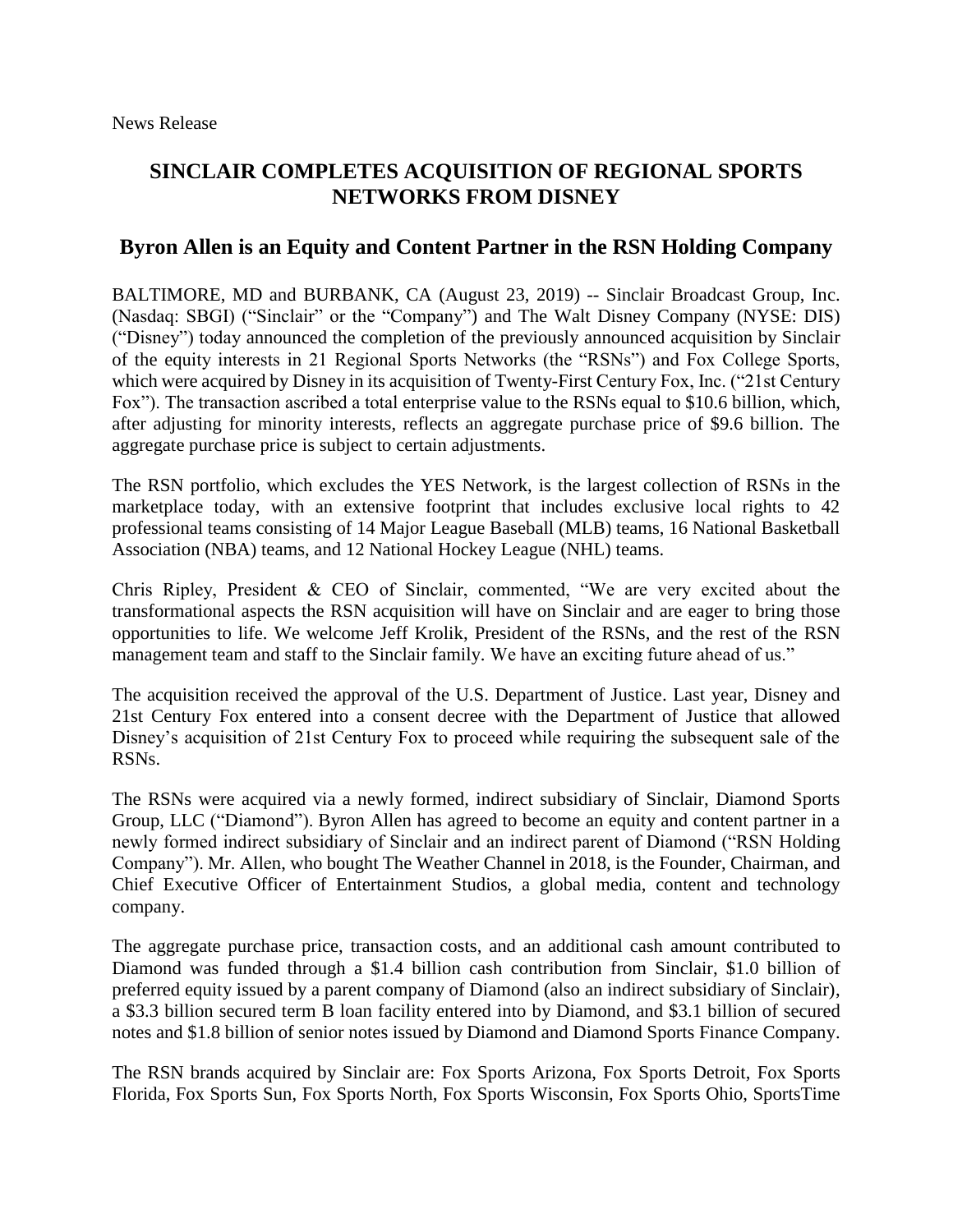News Release

# SINCLAIR COMPLETES ACQUISITION OF REGIONAL SPORTS NETWORKS FROM DISNEY

## Byron Allen is an Equity and Content Partner in the RSN Holding Company

BALTIMORE, MD and BURBANK, CA (August 23, 2019) -- Sinclair Broadcast Group, Inc. (Nasdaq: SBGI) ("Sinclair" or the "Company") and The Walt Disney Company (NYSE: DIS) ("Disney") today announced the completion of the previously announced acquisition by Sinclair of the equity interests in 21 Regional Sports Networks (the "RSNs") and Fox College Sports, which were acquired by Disney in its acquisition of Twenty-First Century Fox, Inc. ("21st Century Fox"). The transaction ascribed a total enterprise value to the RSNs equal to $10.6 billion, which, after adjusting for minority interests, reflects an aggregate purchase price of $9.6 billion. The aggregate purchase price is subject to certain adjustments.

The RSN portfolio, which excludes the YES Network, is the largest collection of RSNs in the marketplace today, with an extensive footprint that includes exclusive local rights to 42 professional teams consisting of 14 Major League Baseball (MLB) teams, 16 National Basketball Association (NBA) teams, and 12 National Hockey League (NHL) teams.

Chris Ripley, President & CEO of Sinclair, commented, "We are very excited about the transformational aspects the RSN acquisition will have on Sinclair and are eager to bring those opportunities to life. We welcome Jeff Krolik, President of the RSNs, and the rest of the RSN management team and staff to the Sinclair family. We have an exciting future ahead of us."

The acquisition received the approval of the U.S. Department of Justice. Last year, Disney and 21st Century Fox entered into a consent decree with the Department of Justice that allowed Disney's acquisition of 21st Century Fox to proceed while requiring the subsequent sale of the RSNs.

The RSNs were acquired via a newly formed, indirect subsidiary of Sinclair, Diamond Sports Group, LLC ("Diamond"). Byron Allen has agreed to become an equity and content partner in a newly formed indirect subsidiary of Sinclair and an indirect parent of Diamond ("RSN Holding Company"). Mr. Allen, who bought The Weather Channel in 2018, is the Founder, Chairman, and Chief Executive Officer of Entertainment Studios, a global media, content and technology company.

The aggregate purchase price, transaction costs, and an additional cash amount contributed to Diamond was funded through a $1.4 billion cash contribution from Sinclair, $1.0 billion of preferred equity issued by a parent company of Diamond (also an indirect subsidiary of Sinclair), a $3.3 billion secured term B loan facility entered into by Diamond, and $3.1 billion of secured notes and $1.8 billion of senior notes issued by Diamond and Diamond Sports Finance Company.

The RSN brands acquired by Sinclair are: Fox Sports Arizona, Fox Sports Detroit, Fox Sports Florida, Fox Sports Sun, Fox Sports North, Fox Sports Wisconsin, Fox Sports Ohio, SportsTime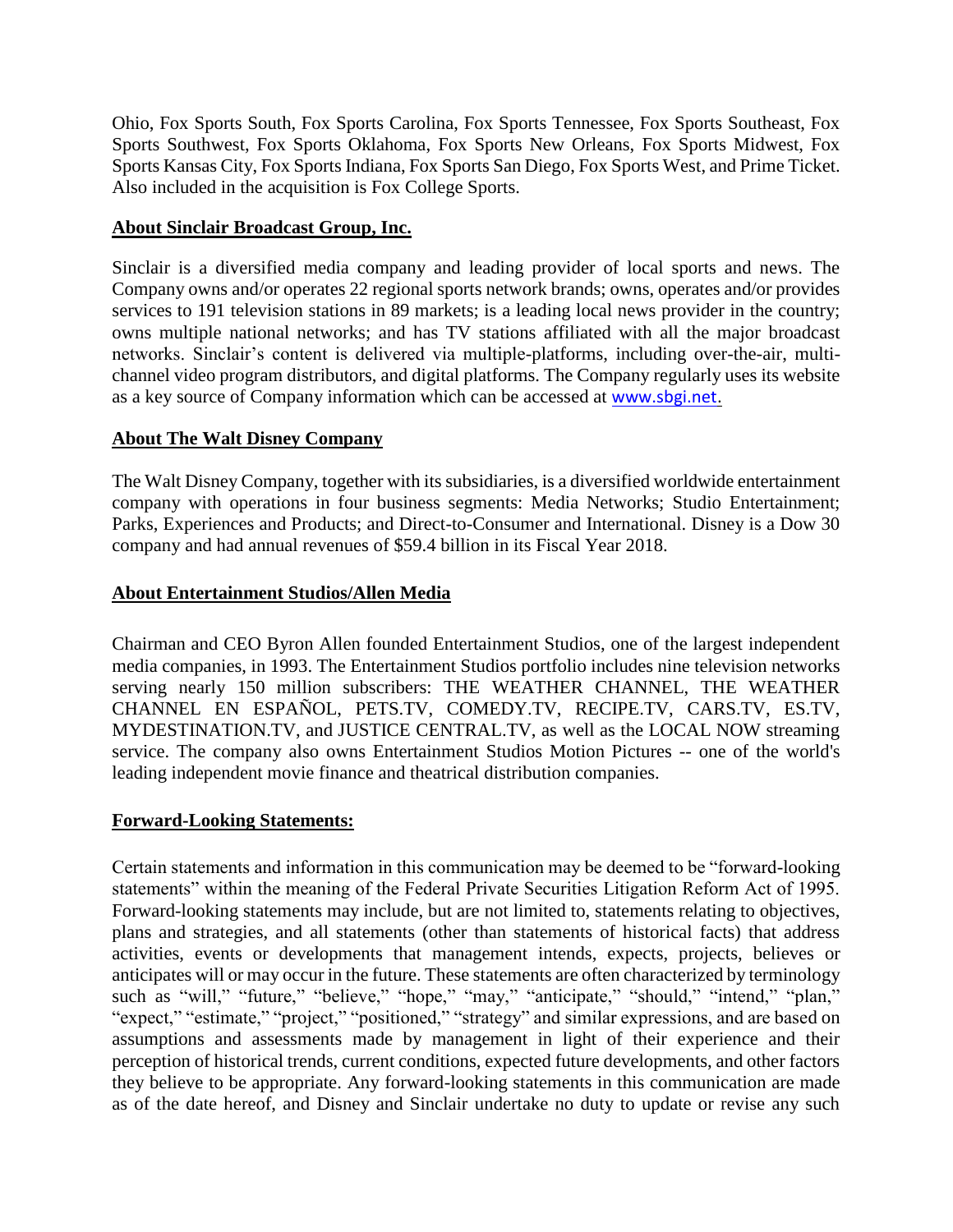Ohio, Fox Sports South, Fox Sports Carolina, Fox Sports Tennessee, Fox Sports Southeast, Fox Sports Southwest, Fox Sports Oklahoma, Fox Sports New Orleans, Fox Sports Midwest, Fox Sports Kansas City, Fox Sports Indiana, Fox Sports San Diego, Fox Sports West, and Prime Ticket. Also included in the acquisition is Fox College Sports.

## About Sinclair Broadcast Group, Inc.

Sinclair is a diversified media company and leading provider of local sports and news. The Company owns and/or operates 22 regional sports network brands; owns, operates and/or provides services to 191 television stations in 89 markets; is a leading local news provider in the country; owns multiple national networks; and has TV stations affiliated with all the major broadcast networks. Sinclair's content is delivered via multiple-platforms, including over-the-air, multi-channel video program distributors, and digital platforms. The Company regularly uses its website as a key source of Company information which can be accessed at www.sbgi.net.

## About The Walt Disney Company

The Walt Disney Company, together with its subsidiaries, is a diversified worldwide entertainment company with operations in four business segments: Media Networks; Studio Entertainment; Parks, Experiences and Products; and Direct-to-Consumer and International. Disney is a Dow 30 company and had annual revenues of $59.4 billion in its Fiscal Year 2018.

## About Entertainment Studios/Allen Media

Chairman and CEO Byron Allen founded Entertainment Studios, one of the largest independent media companies, in 1993. The Entertainment Studios portfolio includes nine television networks serving nearly 150 million subscribers: THE WEATHER CHANNEL, THE WEATHER CHANNEL EN ESPAÑOL, PETS.TV, COMEDY.TV, RECIPE.TV, CARS.TV, ES.TV, MYDESTINATION.TV, and JUSTICE CENTRAL.TV, as well as the LOCAL NOW streaming service. The company also owns Entertainment Studios Motion Pictures -- one of the world's leading independent movie finance and theatrical distribution companies.

## Forward-Looking Statements:

Certain statements and information in this communication may be deemed to be "forward-looking statements" within the meaning of the Federal Private Securities Litigation Reform Act of 1995. Forward-looking statements may include, but are not limited to, statements relating to objectives, plans and strategies, and all statements (other than statements of historical facts) that address activities, events or developments that management intends, expects, projects, believes or anticipates will or may occur in the future. These statements are often characterized by terminology such as "will," "future," "believe," "hope," "may," "anticipate," "should," "intend," "plan," "expect," "estimate," "project," "positioned," "strategy" and similar expressions, and are based on assumptions and assessments made by management in light of their experience and their perception of historical trends, current conditions, expected future developments, and other factors they believe to be appropriate. Any forward-looking statements in this communication are made as of the date hereof, and Disney and Sinclair undertake no duty to update or revise any such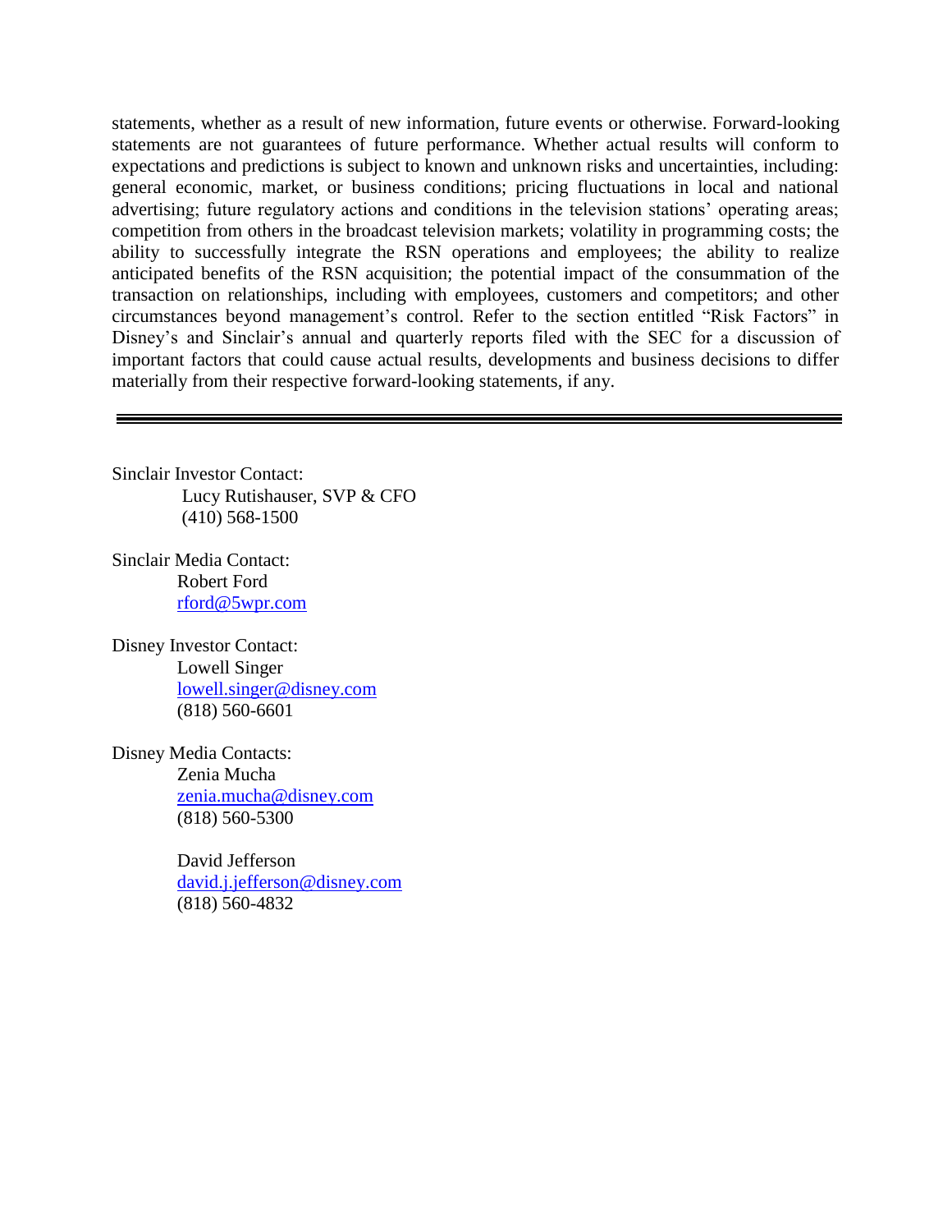statements, whether as a result of new information, future events or otherwise. Forward-looking statements are not guarantees of future performance. Whether actual results will conform to expectations and predictions is subject to known and unknown risks and uncertainties, including: general economic, market, or business conditions; pricing fluctuations in local and national advertising; future regulatory actions and conditions in the television stations' operating areas; competition from others in the broadcast television markets; volatility in programming costs; the ability to successfully integrate the RSN operations and employees; the ability to realize anticipated benefits of the RSN acquisition; the potential impact of the consummation of the transaction on relationships, including with employees, customers and competitors; and other circumstances beyond management's control. Refer to the section entitled "Risk Factors" in Disney's and Sinclair's annual and quarterly reports filed with the SEC for a discussion of important factors that could cause actual results, developments and business decisions to differ materially from their respective forward-looking statements, if any.

---

Sinclair Investor Contact:
Lucy Rutishauser, SVP & CFO
(410) 568-1500

Sinclair Media Contact:
Robert Ford
rford@5wpr.com

Disney Investor Contact:
Lowell Singer
lowell.singer@disney.com
(818) 560-6601

Disney Media Contacts:
Zenia Mucha
zenia.mucha@disney.com
(818) 560-5300

David Jefferson
david.j.jefferson@disney.com
(818) 560-4832